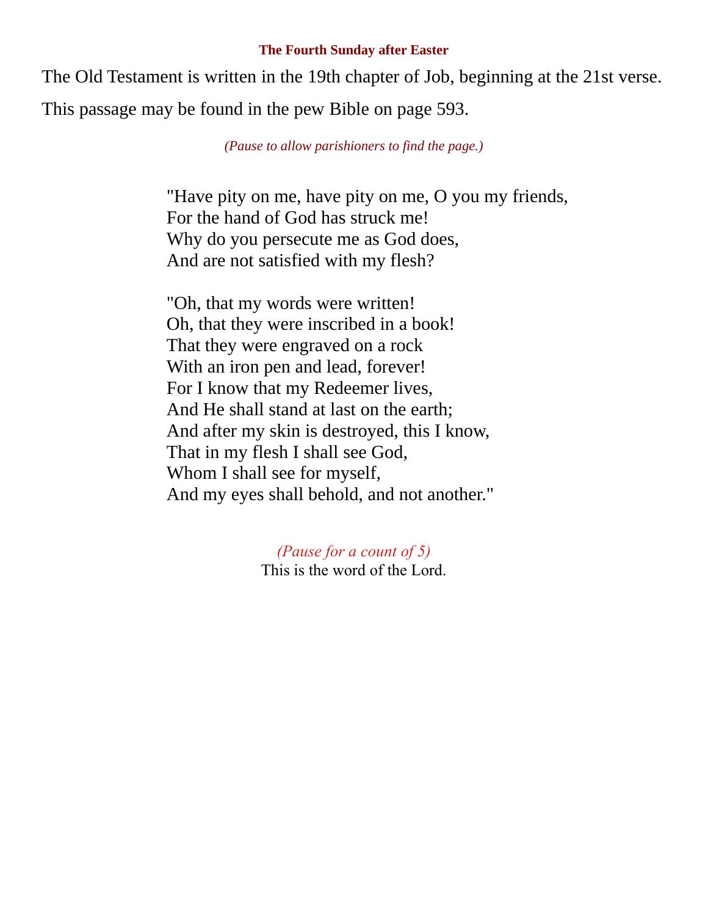**The Fourth Sunday after Easter**

The Old Testament is written in the 19th chapter of Job, beginning at the 21st verse.

This passage may be found in the pew Bible on page 593.

*(Pause to allow parishioners to find the page.)*

"Have pity on me, have pity on me, O you my friends,
For the hand of God has struck me!
Why do you persecute me as God does,
And are not satisfied with my flesh?

"Oh, that my words were written!
Oh, that they were inscribed in a book!
That they were engraved on a rock
With an iron pen and lead, forever!
For I know that my Redeemer lives,
And He shall stand at last on the earth;
And after my skin is destroyed, this I know,
That in my flesh I shall see God,
Whom I shall see for myself,
And my eyes shall behold, and not another."

*(Pause for a count of 5)*
This is the word of the Lord.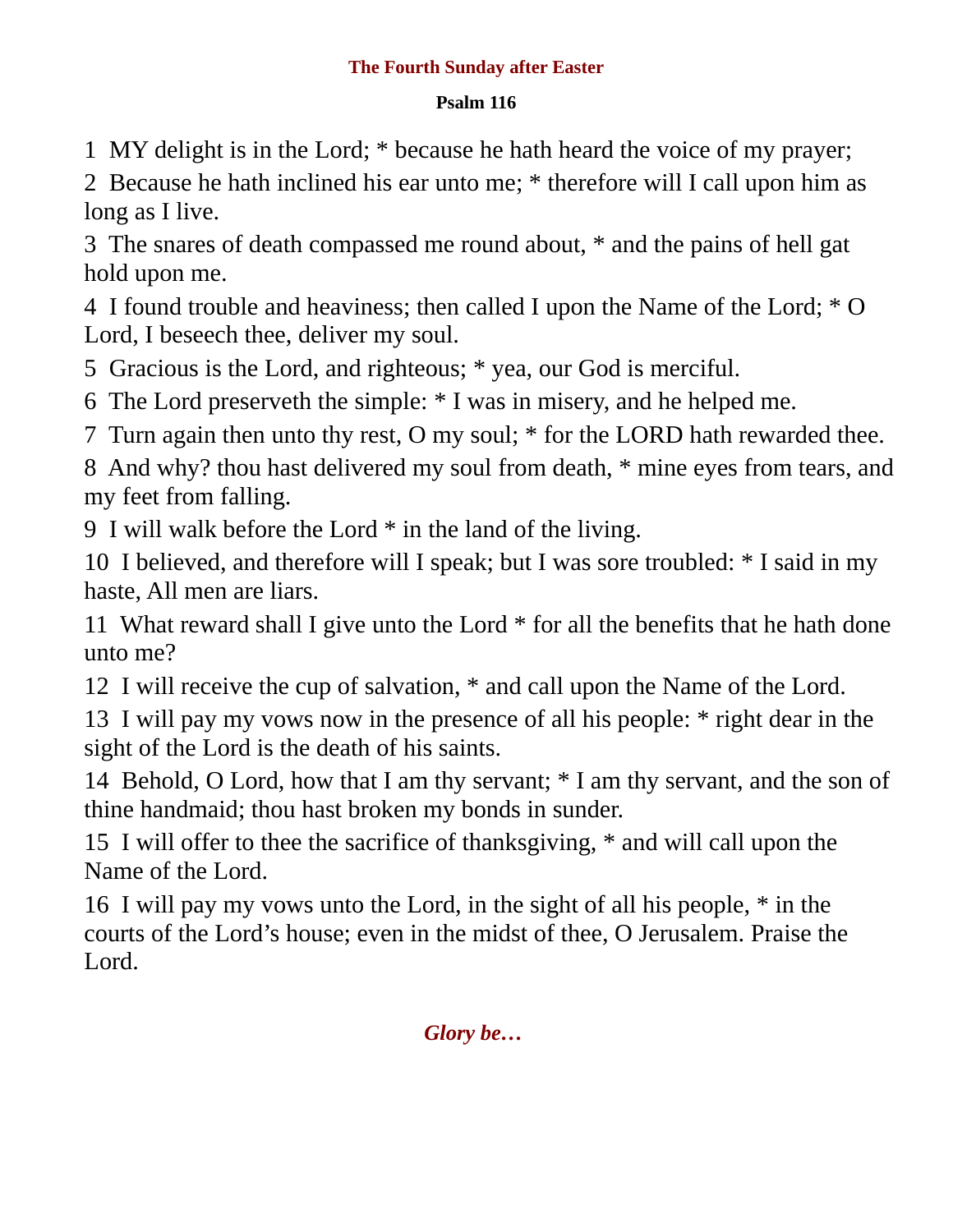## The Fourth Sunday after Easter

### Psalm 116

1  MY delight is in the Lord; * because he hath heard the voice of my prayer;

2  Because he hath inclined his ear unto me; * therefore will I call upon him as long as I live.

3  The snares of death compassed me round about, * and the pains of hell gat hold upon me.

4  I found trouble and heaviness; then called I upon the Name of the Lord; * O Lord, I beseech thee, deliver my soul.

5  Gracious is the Lord, and righteous; * yea, our God is merciful.

6  The Lord preserveth the simple: * I was in misery, and he helped me.

7  Turn again then unto thy rest, O my soul; * for the LORD hath rewarded thee.

8  And why? thou hast delivered my soul from death, * mine eyes from tears, and my feet from falling.

9  I will walk before the Lord * in the land of the living.

10  I believed, and therefore will I speak; but I was sore troubled: * I said in my haste, All men are liars.

11  What reward shall I give unto the Lord * for all the benefits that he hath done unto me?

12  I will receive the cup of salvation, * and call upon the Name of the Lord.

13  I will pay my vows now in the presence of all his people: * right dear in the sight of the Lord is the death of his saints.

14  Behold, O Lord, how that I am thy servant; * I am thy servant, and the son of thine handmaid; thou hast broken my bonds in sunder.

15  I will offer to thee the sacrifice of thanksgiving, * and will call upon the Name of the Lord.

16  I will pay my vows unto the Lord, in the sight of all his people, * in the courts of the Lord's house; even in the midst of thee, O Jerusalem. Praise the Lord.

***Glory be…***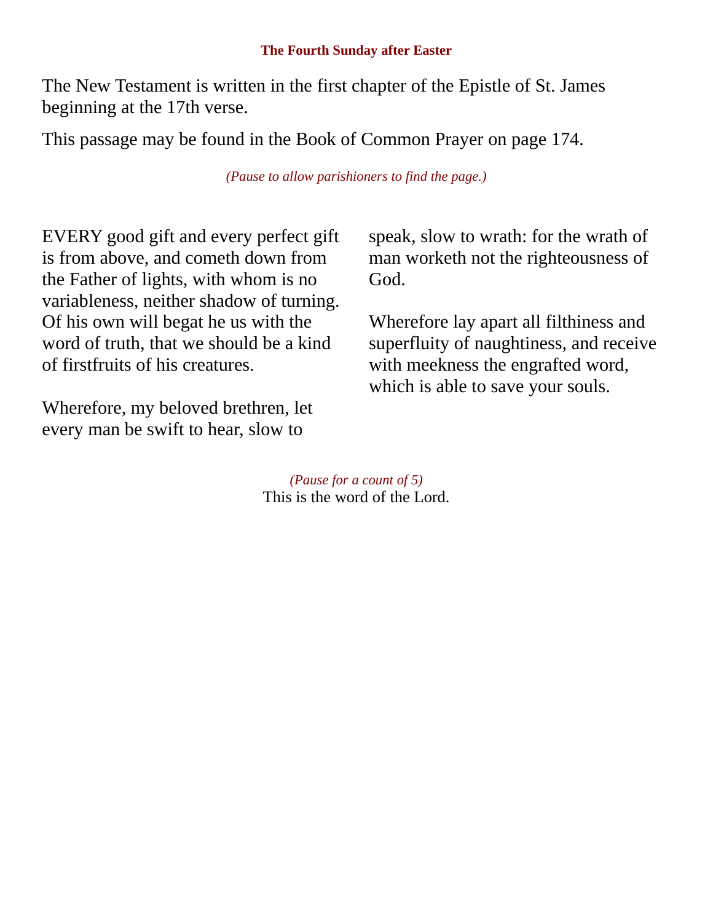### The Fourth Sunday after Easter

The New Testament is written in the first chapter of the Epistle of St. James beginning at the 17th verse.

This passage may be found in the Book of Common Prayer on page 174.

*(Pause to allow parishioners to find the page.)*

EVERY good gift and every perfect gift is from above, and cometh down from the Father of lights, with whom is no variableness, neither shadow of turning. Of his own will begat he us with the word of truth, that we should be a kind of firstfruits of his creatures.

Wherefore, my beloved brethren, let every man be swift to hear, slow to speak, slow to wrath: for the wrath of man worketh not the righteousness of God.

Wherefore lay apart all filthiness and superfluity of naughtiness, and receive with meekness the engrafted word, which is able to save your souls.

*(Pause for a count of 5)*

This is the word of the Lord.